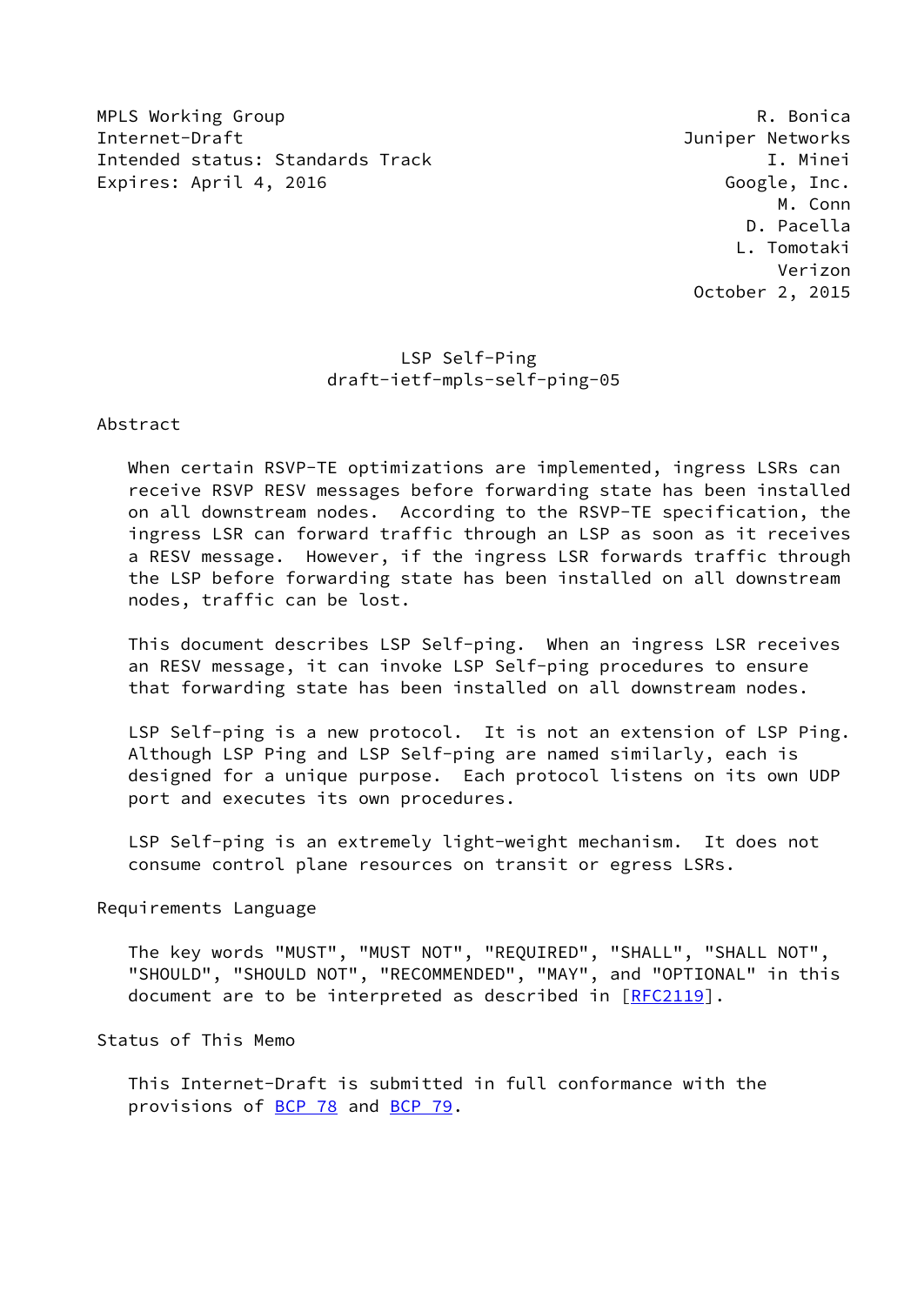MPLS Working Group R. Bonica
Internet-Draft Juniper Networks
Intended status: Standards Track I. Minei
Expires: April 4, 2016 Google, Inc.
M. Conn
D. Pacella
L. Tomotaki
Verizon
October 2, 2015

# LSP Self-Ping
draft-ietf-mpls-self-ping-05

## Abstract

When certain RSVP-TE optimizations are implemented, ingress LSRs can receive RSVP RESV messages before forwarding state has been installed on all downstream nodes. According to the RSVP-TE specification, the ingress LSR can forward traffic through an LSP as soon as it receives a RESV message. However, if the ingress LSR forwards traffic through the LSP before forwarding state has been installed on all downstream nodes, traffic can be lost.

This document describes LSP Self-ping. When an ingress LSR receives an RESV message, it can invoke LSP Self-ping procedures to ensure that forwarding state has been installed on all downstream nodes.

LSP Self-ping is a new protocol. It is not an extension of LSP Ping. Although LSP Ping and LSP Self-ping are named similarly, each is designed for a unique purpose. Each protocol listens on its own UDP port and executes its own procedures.

LSP Self-ping is an extremely light-weight mechanism. It does not consume control plane resources on transit or egress LSRs.

## Requirements Language

The key words "MUST", "MUST NOT", "REQUIRED", "SHALL", "SHALL NOT", "SHOULD", "SHOULD NOT", "RECOMMENDED", "MAY", and "OPTIONAL" in this document are to be interpreted as described in [RFC2119].

## Status of This Memo

This Internet-Draft is submitted in full conformance with the provisions of BCP 78 and BCP 79.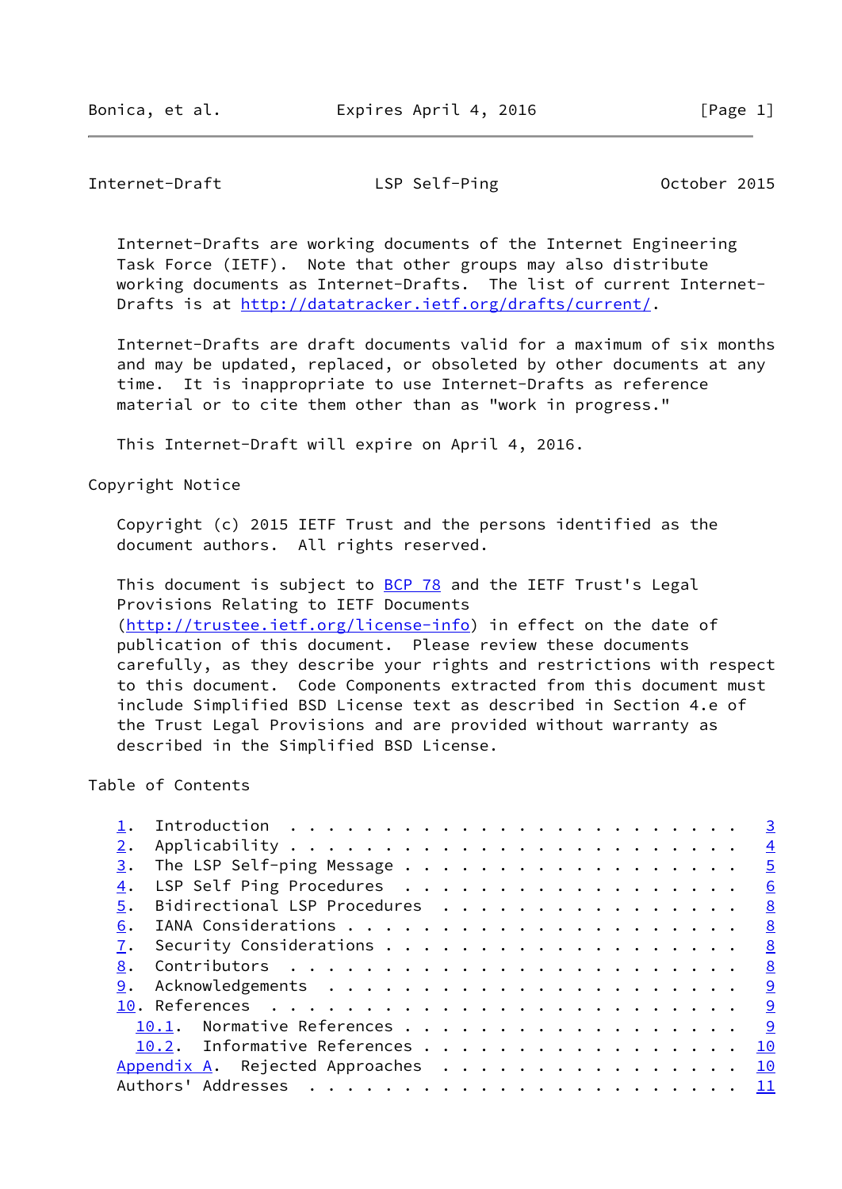Internet-Drafts are working documents of the Internet Engineering Task Force (IETF). Note that other groups may also distribute working documents as Internet-Drafts. The list of current Internet-Drafts is at http://datatracker.ietf.org/drafts/current/.

Internet-Drafts are draft documents valid for a maximum of six months and may be updated, replaced, or obsoleted by other documents at any time. It is inappropriate to use Internet-Drafts as reference material or to cite them other than as "work in progress."

This Internet-Draft will expire on April 4, 2016.

## Copyright Notice

Copyright (c) 2015 IETF Trust and the persons identified as the document authors. All rights reserved.

This document is subject to BCP 78 and the IETF Trust's Legal Provisions Relating to IETF Documents (http://trustee.ietf.org/license-info) in effect on the date of publication of this document. Please review these documents carefully, as they describe your rights and restrictions with respect to this document. Code Components extracted from this document must include Simplified BSD License text as described in Section 4.e of the Trust Legal Provisions and are provided without warranty as described in the Simplified BSD License.

## Table of Contents

```
   1.  Introduction  . . . . . . . . . . . . . . . . . . . . . . . .   3
   2.  Applicability . . . . . . . . . . . . . . . . . . . . . . . .   4
   3.  The LSP Self-ping Message . . . . . . . . . . . . . . . . . .   5
   4.  LSP Self Ping Procedures  . . . . . . . . . . . . . . . . . .   6
   5.  Bidirectional LSP Procedures  . . . . . . . . . . . . . . . .   8
   6.  IANA Considerations . . . . . . . . . . . . . . . . . . . . .   8
   7.  Security Considerations . . . . . . . . . . . . . . . . . . .   8
   8.  Contributors  . . . . . . . . . . . . . . . . . . . . . . . .   8
   9.  Acknowledgements  . . . . . . . . . . . . . . . . . . . . . .   9
   10. References  . . . . . . . . . . . . . . . . . . . . . . . . .   9
     10.1.  Normative References . . . . . . . . . . . . . . . . . .   9
     10.2.  Informative References . . . . . . . . . . . . . . . . .  10
   Appendix A.  Rejected Approaches  . . . . . . . . . . . . . . . .  10
   Authors' Addresses  . . . . . . . . . . . . . . . . . . . . . . .  11
```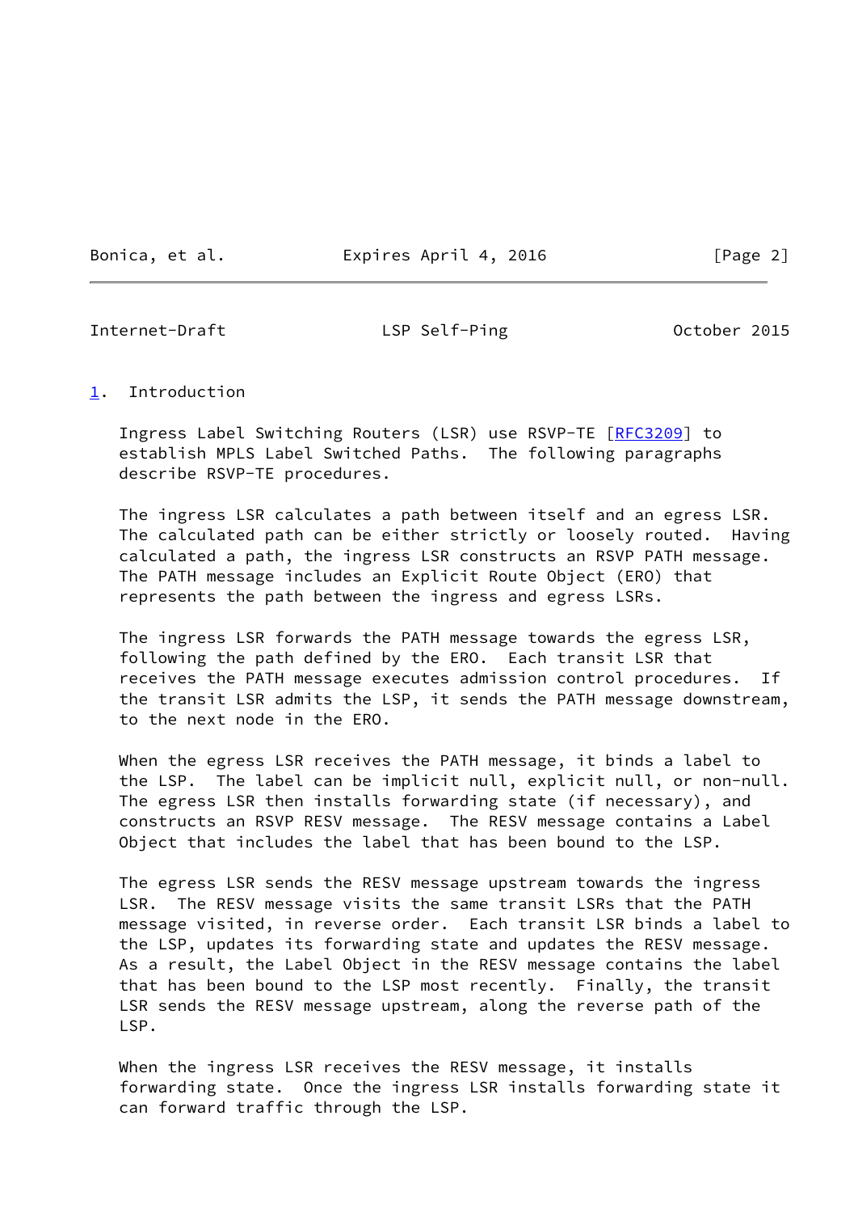## 1. Introduction

Ingress Label Switching Routers (LSR) use RSVP-TE [RFC3209] to establish MPLS Label Switched Paths. The following paragraphs describe RSVP-TE procedures.

The ingress LSR calculates a path between itself and an egress LSR. The calculated path can be either strictly or loosely routed. Having calculated a path, the ingress LSR constructs an RSVP PATH message. The PATH message includes an Explicit Route Object (ERO) that represents the path between the ingress and egress LSRs.

The ingress LSR forwards the PATH message towards the egress LSR, following the path defined by the ERO. Each transit LSR that receives the PATH message executes admission control procedures. If the transit LSR admits the LSP, it sends the PATH message downstream, to the next node in the ERO.

When the egress LSR receives the PATH message, it binds a label to the LSP. The label can be implicit null, explicit null, or non-null. The egress LSR then installs forwarding state (if necessary), and constructs an RSVP RESV message. The RESV message contains a Label Object that includes the label that has been bound to the LSP.

The egress LSR sends the RESV message upstream towards the ingress LSR. The RESV message visits the same transit LSRs that the PATH message visited, in reverse order. Each transit LSR binds a label to the LSP, updates its forwarding state and updates the RESV message. As a result, the Label Object in the RESV message contains the label that has been bound to the LSP most recently. Finally, the transit LSR sends the RESV message upstream, along the reverse path of the LSP.

When the ingress LSR receives the RESV message, it installs forwarding state. Once the ingress LSR installs forwarding state it can forward traffic through the LSP.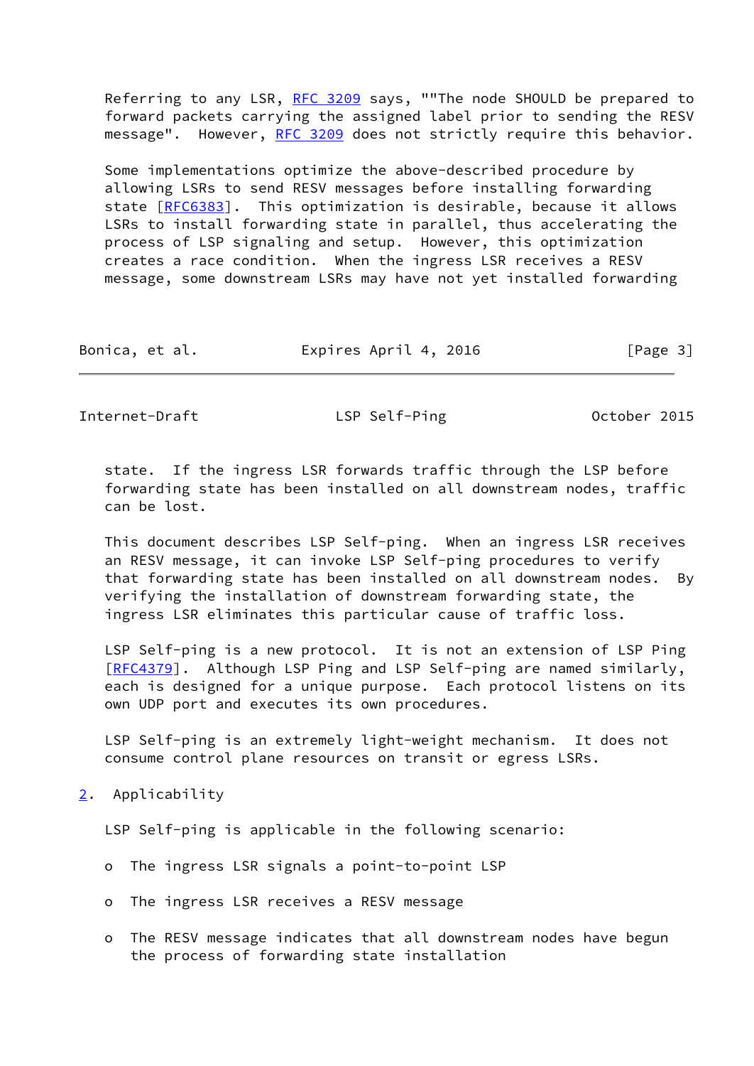Referring to any LSR, RFC 3209 says, ""The node SHOULD be prepared to forward packets carrying the assigned label prior to sending the RESV message". However, RFC 3209 does not strictly require this behavior.

Some implementations optimize the above-described procedure by allowing LSRs to send RESV messages before installing forwarding state [RFC6383]. This optimization is desirable, because it allows LSRs to install forwarding state in parallel, thus accelerating the process of LSP signaling and setup. However, this optimization creates a race condition. When the ingress LSR receives a RESV message, some downstream LSRs may have not yet installed forwarding state. If the ingress LSR forwards traffic through the LSP before forwarding state has been installed on all downstream nodes, traffic can be lost.

This document describes LSP Self-ping. When an ingress LSR receives an RESV message, it can invoke LSP Self-ping procedures to verify that forwarding state has been installed on all downstream nodes. By verifying the installation of downstream forwarding state, the ingress LSR eliminates this particular cause of traffic loss.

LSP Self-ping is a new protocol. It is not an extension of LSP Ping [RFC4379]. Although LSP Ping and LSP Self-ping are named similarly, each is designed for a unique purpose. Each protocol listens on its own UDP port and executes its own procedures.

LSP Self-ping is an extremely light-weight mechanism. It does not consume control plane resources on transit or egress LSRs.

## 2. Applicability

LSP Self-ping is applicable in the following scenario:

- The ingress LSR signals a point-to-point LSP
- The ingress LSR receives a RESV message
- The RESV message indicates that all downstream nodes have begun the process of forwarding state installation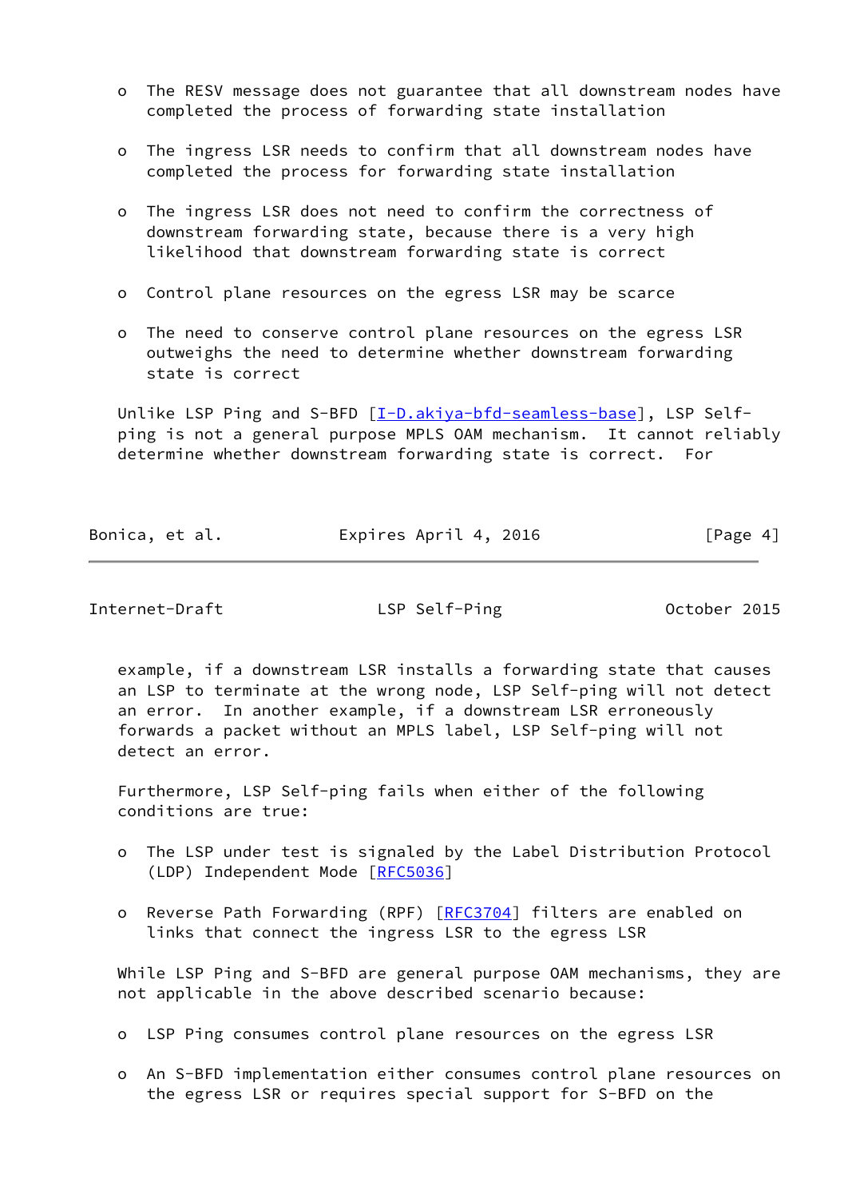- The RESV message does not guarantee that all downstream nodes have completed the process of forwarding state installation

- The ingress LSR needs to confirm that all downstream nodes have completed the process for forwarding state installation

- The ingress LSR does not need to confirm the correctness of downstream forwarding state, because there is a very high likelihood that downstream forwarding state is correct

- Control plane resources on the egress LSR may be scarce

- The need to conserve control plane resources on the egress LSR outweighs the need to determine whether downstream forwarding state is correct

Unlike LSP Ping and S-BFD [I-D.akiya-bfd-seamless-base], LSP Self-ping is not a general purpose MPLS OAM mechanism. It cannot reliably determine whether downstream forwarding state is correct. For example, if a downstream LSR installs a forwarding state that causes an LSP to terminate at the wrong node, LSP Self-ping will not detect an error. In another example, if a downstream LSR erroneously forwards a packet without an MPLS label, LSP Self-ping will not detect an error.

Furthermore, LSP Self-ping fails when either of the following conditions are true:

- The LSP under test is signaled by the Label Distribution Protocol (LDP) Independent Mode [RFC5036]

- Reverse Path Forwarding (RPF) [RFC3704] filters are enabled on links that connect the ingress LSR to the egress LSR

While LSP Ping and S-BFD are general purpose OAM mechanisms, they are not applicable in the above described scenario because:

- LSP Ping consumes control plane resources on the egress LSR

- An S-BFD implementation either consumes control plane resources on the egress LSR or requires special support for S-BFD on the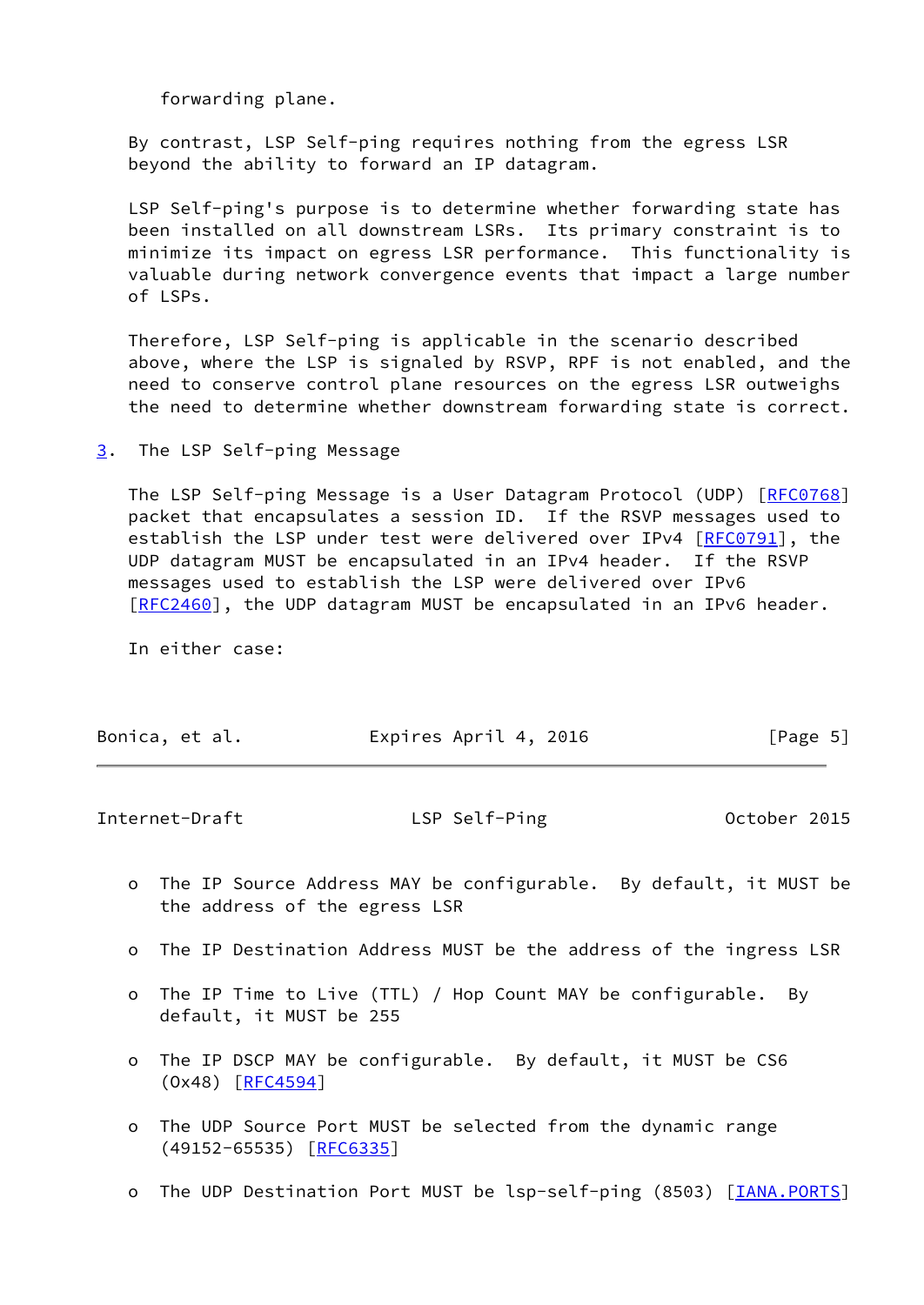forwarding plane.

By contrast, LSP Self-ping requires nothing from the egress LSR beyond the ability to forward an IP datagram.

LSP Self-ping's purpose is to determine whether forwarding state has been installed on all downstream LSRs. Its primary constraint is to minimize its impact on egress LSR performance. This functionality is valuable during network convergence events that impact a large number of LSPs.

Therefore, LSP Self-ping is applicable in the scenario described above, where the LSP is signaled by RSVP, RPF is not enabled, and the need to conserve control plane resources on the egress LSR outweighs the need to determine whether downstream forwarding state is correct.

## 3. The LSP Self-ping Message

The LSP Self-ping Message is a User Datagram Protocol (UDP) [RFC0768] packet that encapsulates a session ID. If the RSVP messages used to establish the LSP under test were delivered over IPv4 [RFC0791], the UDP datagram MUST be encapsulated in an IPv4 header. If the RSVP messages used to establish the LSP were delivered over IPv6 [RFC2460], the UDP datagram MUST be encapsulated in an IPv6 header.

In either case:

- The IP Source Address MAY be configurable. By default, it MUST be the address of the egress LSR
- The IP Destination Address MUST be the address of the ingress LSR
- The IP Time to Live (TTL) / Hop Count MAY be configurable. By default, it MUST be 255
- The IP DSCP MAY be configurable. By default, it MUST be CS6 (0x48) [RFC4594]
- The UDP Source Port MUST be selected from the dynamic range (49152-65535) [RFC6335]
- The UDP Destination Port MUST be lsp-self-ping (8503) [IANA.PORTS]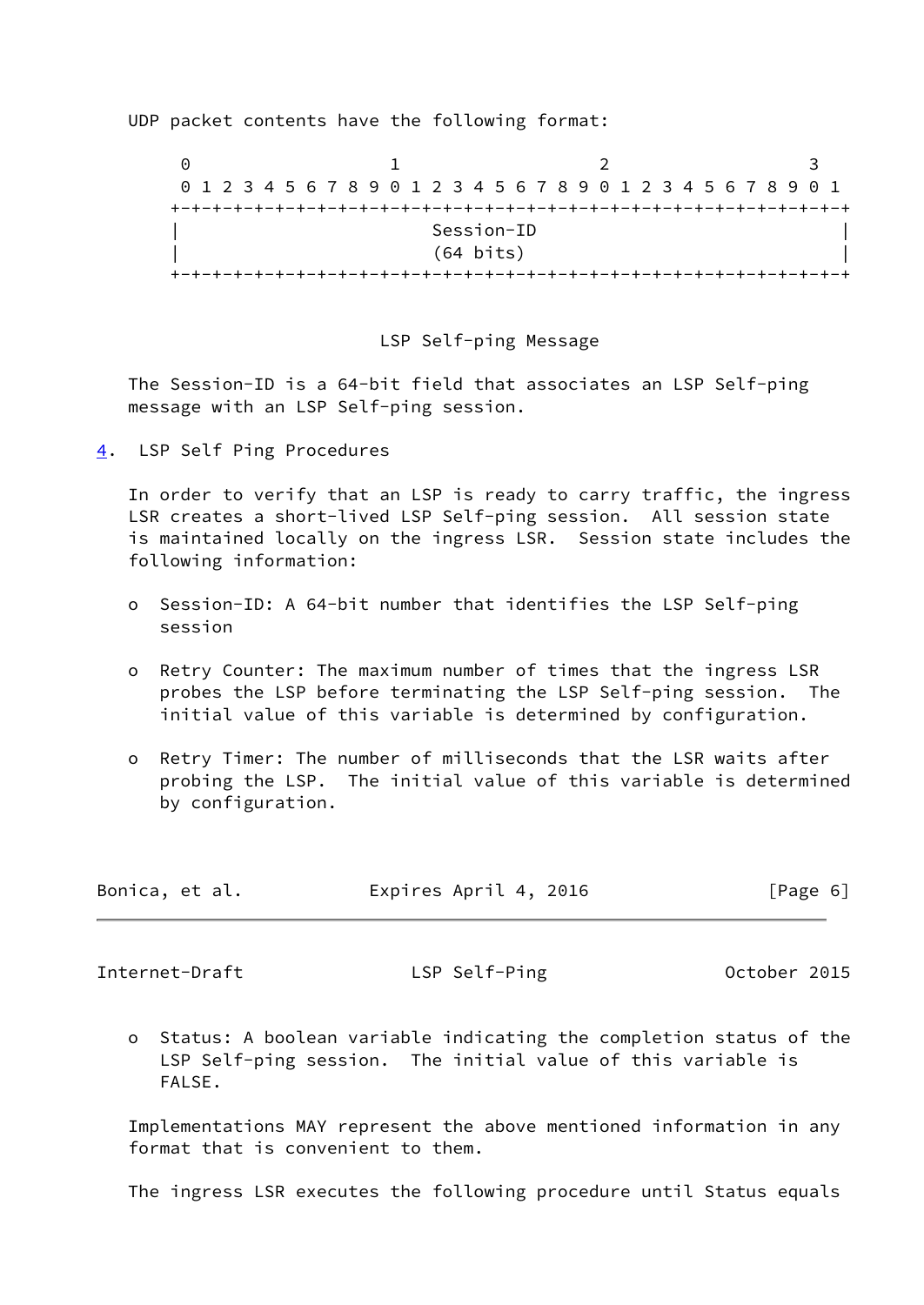UDP packet contents have the following format:

```
 0                   1                   2                   3
 0 1 2 3 4 5 6 7 8 9 0 1 2 3 4 5 6 7 8 9 0 1 2 3 4 5 6 7 8 9 0 1
+-+-+-+-+-+-+-+-+-+-+-+-+-+-+-+-+-+-+-+-+-+-+-+-+-+-+-+-+-+-+-+-+
|                         Session-ID                            |
|                         (64 bits)                             |
+-+-+-+-+-+-+-+-+-+-+-+-+-+-+-+-+-+-+-+-+-+-+-+-+-+-+-+-+-+-+-+-+
```

LSP Self-ping Message

The Session-ID is a 64-bit field that associates an LSP Self-ping message with an LSP Self-ping session.

## 4. LSP Self Ping Procedures

In order to verify that an LSP is ready to carry traffic, the ingress LSR creates a short-lived LSP Self-ping session. All session state is maintained locally on the ingress LSR. Session state includes the following information:

- Session-ID: A 64-bit number that identifies the LSP Self-ping session
- Retry Counter: The maximum number of times that the ingress LSR probes the LSP before terminating the LSP Self-ping session. The initial value of this variable is determined by configuration.
- Retry Timer: The number of milliseconds that the LSR waits after probing the LSP. The initial value of this variable is determined by configuration.
- Status: A boolean variable indicating the completion status of the LSP Self-ping session. The initial value of this variable is FALSE.

Implementations MAY represent the above mentioned information in any format that is convenient to them.

The ingress LSR executes the following procedure until Status equals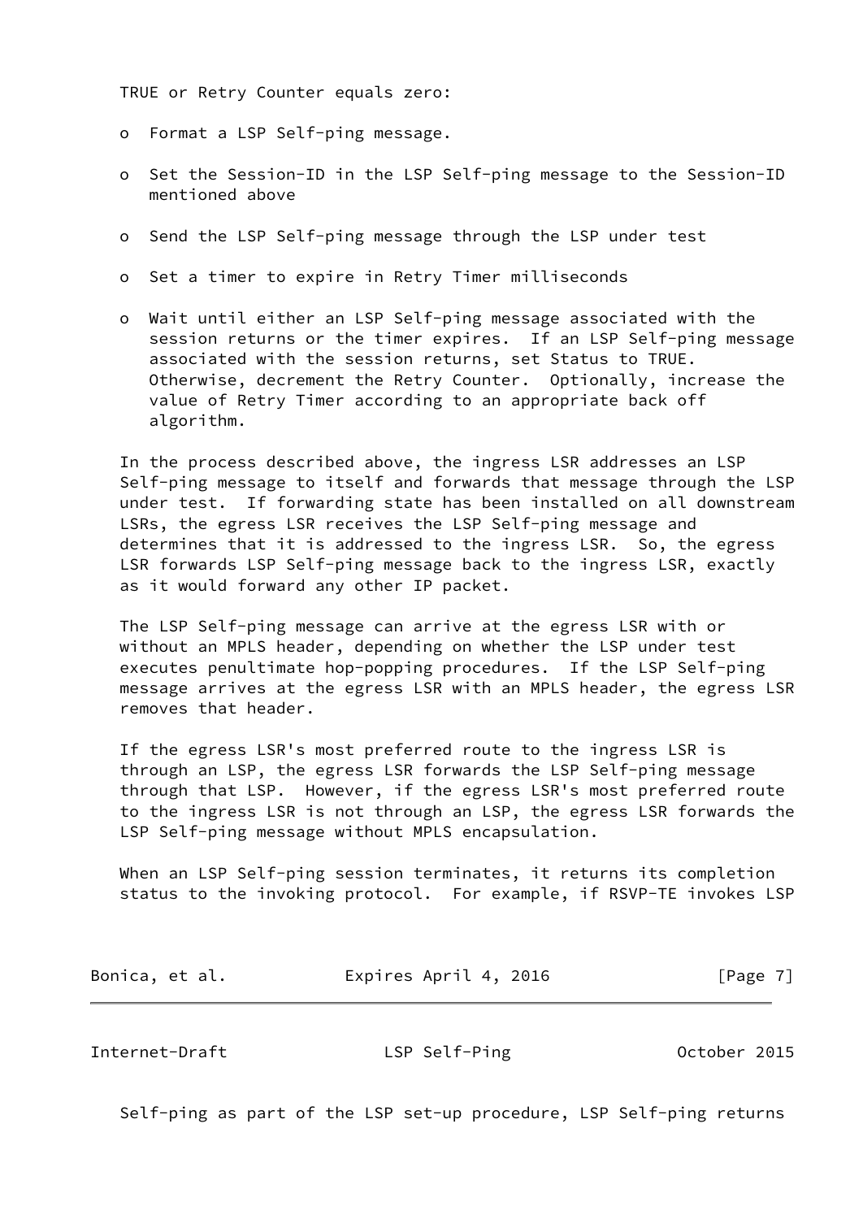TRUE or Retry Counter equals zero:

- Format a LSP Self-ping message.

- Set the Session-ID in the LSP Self-ping message to the Session-ID mentioned above

- Send the LSP Self-ping message through the LSP under test

- Set a timer to expire in Retry Timer milliseconds

- Wait until either an LSP Self-ping message associated with the session returns or the timer expires. If an LSP Self-ping message associated with the session returns, set Status to TRUE. Otherwise, decrement the Retry Counter. Optionally, increase the value of Retry Timer according to an appropriate back off algorithm.

In the process described above, the ingress LSR addresses an LSP Self-ping message to itself and forwards that message through the LSP under test. If forwarding state has been installed on all downstream LSRs, the egress LSR receives the LSP Self-ping message and determines that it is addressed to the ingress LSR. So, the egress LSR forwards LSP Self-ping message back to the ingress LSR, exactly as it would forward any other IP packet.

The LSP Self-ping message can arrive at the egress LSR with or without an MPLS header, depending on whether the LSP under test executes penultimate hop-popping procedures. If the LSP Self-ping message arrives at the egress LSR with an MPLS header, the egress LSR removes that header.

If the egress LSR's most preferred route to the ingress LSR is through an LSP, the egress LSR forwards the LSP Self-ping message through that LSP. However, if the egress LSR's most preferred route to the ingress LSR is not through an LSP, the egress LSR forwards the LSP Self-ping message without MPLS encapsulation.

When an LSP Self-ping session terminates, it returns its completion status to the invoking protocol. For example, if RSVP-TE invokes LSP Self-ping as part of the LSP set-up procedure, LSP Self-ping returns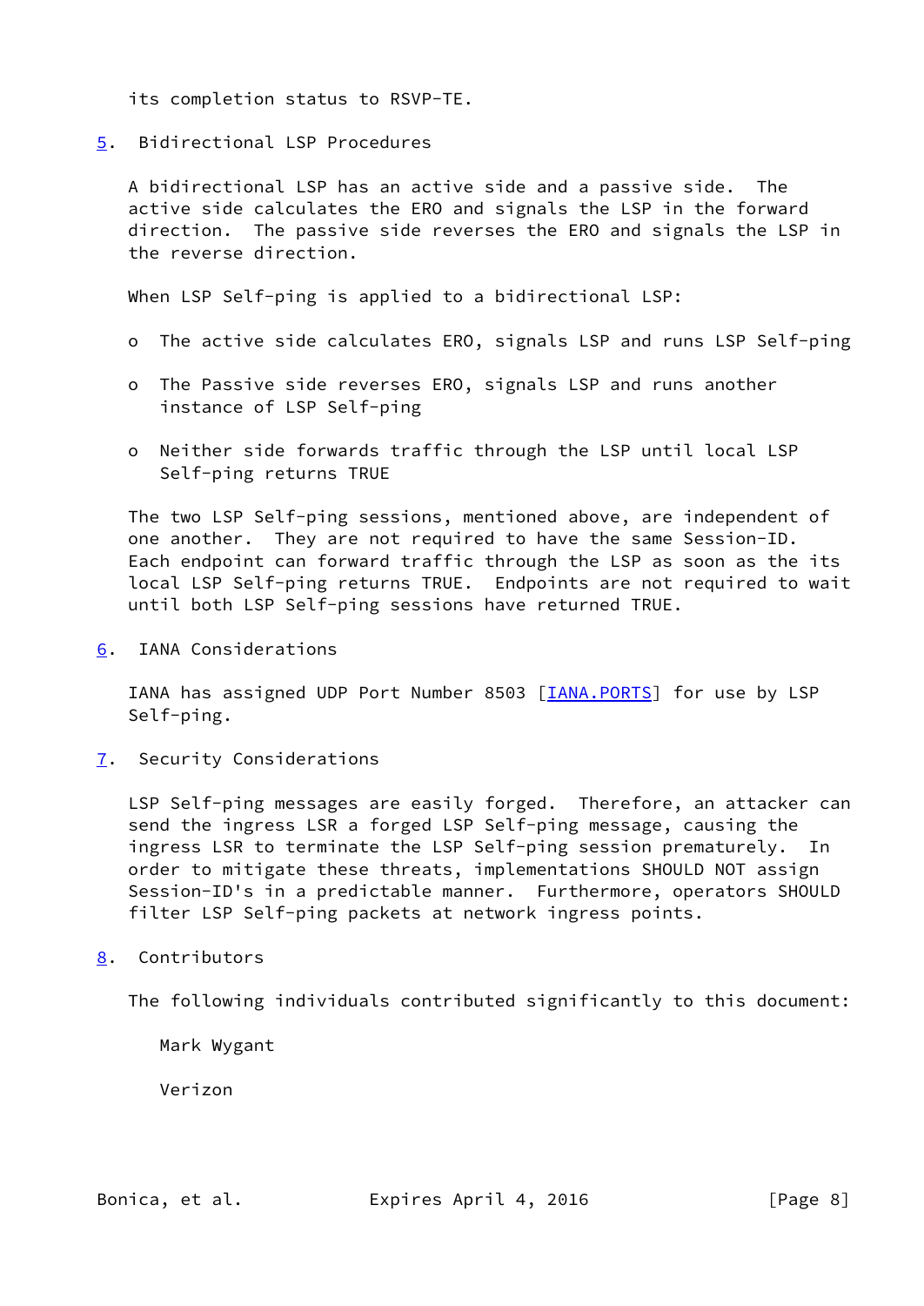its completion status to RSVP-TE.

## 5. Bidirectional LSP Procedures

A bidirectional LSP has an active side and a passive side. The active side calculates the ERO and signals the LSP in the forward direction. The passive side reverses the ERO and signals the LSP in the reverse direction.

When LSP Self-ping is applied to a bidirectional LSP:

- The active side calculates ERO, signals LSP and runs LSP Self-ping
- The Passive side reverses ERO, signals LSP and runs another instance of LSP Self-ping
- Neither side forwards traffic through the LSP until local LSP Self-ping returns TRUE

The two LSP Self-ping sessions, mentioned above, are independent of one another. They are not required to have the same Session-ID. Each endpoint can forward traffic through the LSP as soon as the its local LSP Self-ping returns TRUE. Endpoints are not required to wait until both LSP Self-ping sessions have returned TRUE.

## 6. IANA Considerations

IANA has assigned UDP Port Number 8503 [IANA.PORTS] for use by LSP Self-ping.

## 7. Security Considerations

LSP Self-ping messages are easily forged. Therefore, an attacker can send the ingress LSR a forged LSP Self-ping message, causing the ingress LSR to terminate the LSP Self-ping session prematurely. In order to mitigate these threats, implementations SHOULD NOT assign Session-ID's in a predictable manner. Furthermore, operators SHOULD filter LSP Self-ping packets at network ingress points.

## 8. Contributors

The following individuals contributed significantly to this document:

Mark Wygant

Verizon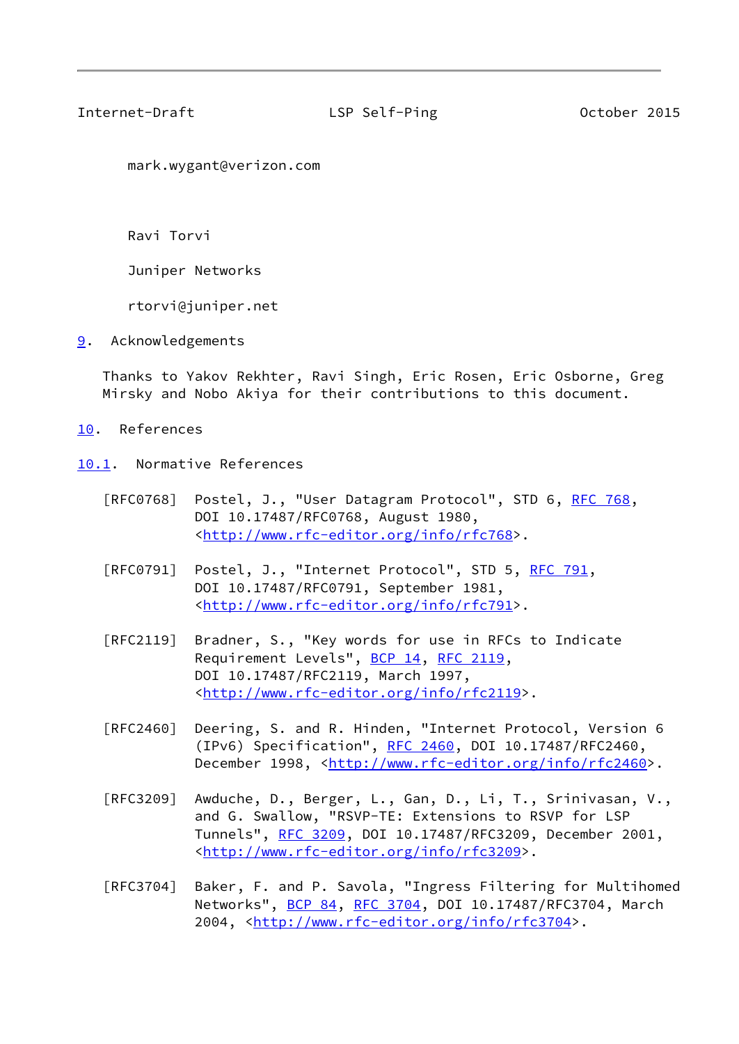mark.wygant@verizon.com

Ravi Torvi

Juniper Networks

rtorvi@juniper.net

## 9. Acknowledgements

Thanks to Yakov Rekhter, Ravi Singh, Eric Rosen, Eric Osborne, Greg Mirsky and Nobo Akiya for their contributions to this document.

## 10. References

### 10.1. Normative References

[RFC0768] Postel, J., "User Datagram Protocol", STD 6, RFC 768, DOI 10.17487/RFC0768, August 1980, <http://www.rfc-editor.org/info/rfc768>.

[RFC0791] Postel, J., "Internet Protocol", STD 5, RFC 791, DOI 10.17487/RFC0791, September 1981, <http://www.rfc-editor.org/info/rfc791>.

[RFC2119] Bradner, S., "Key words for use in RFCs to Indicate Requirement Levels", BCP 14, RFC 2119, DOI 10.17487/RFC2119, March 1997, <http://www.rfc-editor.org/info/rfc2119>.

[RFC2460] Deering, S. and R. Hinden, "Internet Protocol, Version 6 (IPv6) Specification", RFC 2460, DOI 10.17487/RFC2460, December 1998, <http://www.rfc-editor.org/info/rfc2460>.

[RFC3209] Awduche, D., Berger, L., Gan, D., Li, T., Srinivasan, V., and G. Swallow, "RSVP-TE: Extensions to RSVP for LSP Tunnels", RFC 3209, DOI 10.17487/RFC3209, December 2001, <http://www.rfc-editor.org/info/rfc3209>.

[RFC3704] Baker, F. and P. Savola, "Ingress Filtering for Multihomed Networks", BCP 84, RFC 3704, DOI 10.17487/RFC3704, March 2004, <http://www.rfc-editor.org/info/rfc3704>.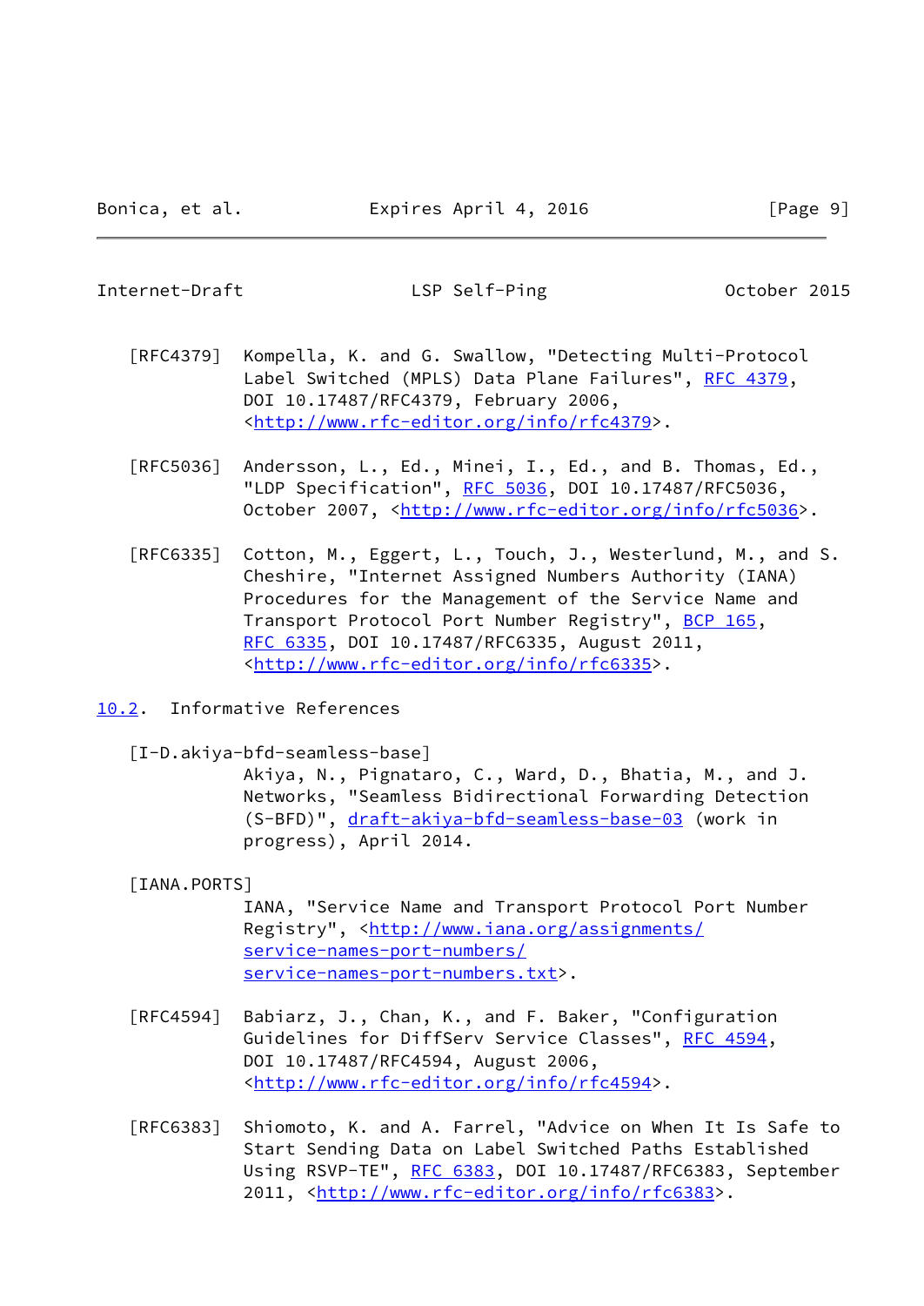[RFC4379] Kompella, K. and G. Swallow, "Detecting Multi-Protocol Label Switched (MPLS) Data Plane Failures", RFC 4379, DOI 10.17487/RFC4379, February 2006, <http://www.rfc-editor.org/info/rfc4379>.

[RFC5036] Andersson, L., Ed., Minei, I., Ed., and B. Thomas, Ed., "LDP Specification", RFC 5036, DOI 10.17487/RFC5036, October 2007, <http://www.rfc-editor.org/info/rfc5036>.

[RFC6335] Cotton, M., Eggert, L., Touch, J., Westerlund, M., and S. Cheshire, "Internet Assigned Numbers Authority (IANA) Procedures for the Management of the Service Name and Transport Protocol Port Number Registry", BCP 165, RFC 6335, DOI 10.17487/RFC6335, August 2011, <http://www.rfc-editor.org/info/rfc6335>.

## 10.2. Informative References

[I-D.akiya-bfd-seamless-base] Akiya, N., Pignataro, C., Ward, D., Bhatia, M., and J. Networks, "Seamless Bidirectional Forwarding Detection (S-BFD)", draft-akiya-bfd-seamless-base-03 (work in progress), April 2014.

[IANA.PORTS] IANA, "Service Name and Transport Protocol Port Number Registry", <http://www.iana.org/assignments/service-names-port-numbers/service-names-port-numbers.txt>.

[RFC4594] Babiarz, J., Chan, K., and F. Baker, "Configuration Guidelines for DiffServ Service Classes", RFC 4594, DOI 10.17487/RFC4594, August 2006, <http://www.rfc-editor.org/info/rfc4594>.

[RFC6383] Shiomoto, K. and A. Farrel, "Advice on When It Is Safe to Start Sending Data on Label Switched Paths Established Using RSVP-TE", RFC 6383, DOI 10.17487/RFC6383, September 2011, <http://www.rfc-editor.org/info/rfc6383>.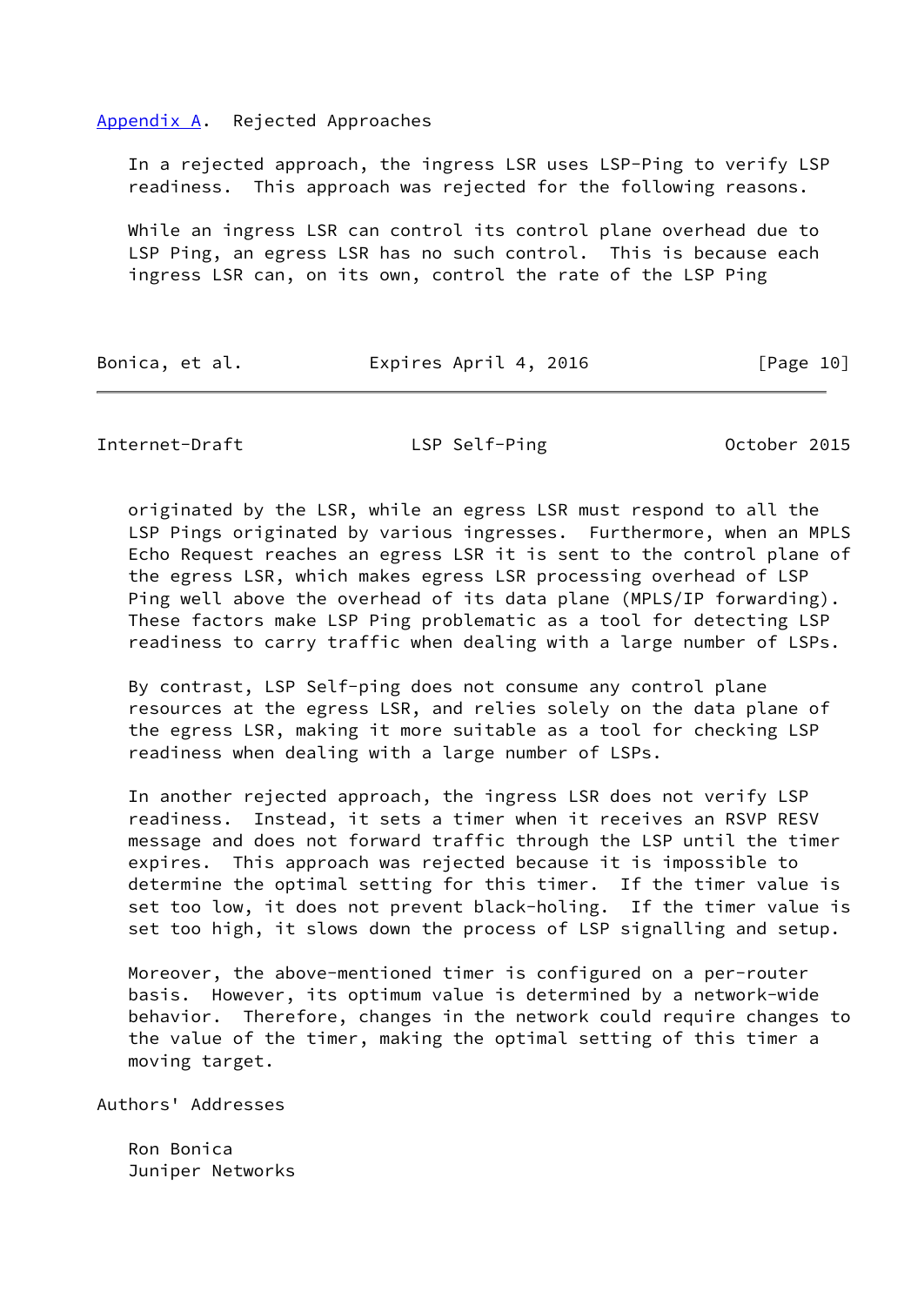## Appendix A. Rejected Approaches

In a rejected approach, the ingress LSR uses LSP-Ping to verify LSP readiness. This approach was rejected for the following reasons.

While an ingress LSR can control its control plane overhead due to LSP Ping, an egress LSR has no such control. This is because each ingress LSR can, on its own, control the rate of the LSP Ping originated by the LSR, while an egress LSR must respond to all the LSP Pings originated by various ingresses. Furthermore, when an MPLS Echo Request reaches an egress LSR it is sent to the control plane of the egress LSR, which makes egress LSR processing overhead of LSP Ping well above the overhead of its data plane (MPLS/IP forwarding). These factors make LSP Ping problematic as a tool for detecting LSP readiness to carry traffic when dealing with a large number of LSPs.

By contrast, LSP Self-ping does not consume any control plane resources at the egress LSR, and relies solely on the data plane of the egress LSR, making it more suitable as a tool for checking LSP readiness when dealing with a large number of LSPs.

In another rejected approach, the ingress LSR does not verify LSP readiness. Instead, it sets a timer when it receives an RSVP RESV message and does not forward traffic through the LSP until the timer expires. This approach was rejected because it is impossible to determine the optimal setting for this timer. If the timer value is set too low, it does not prevent black-holing. If the timer value is set too high, it slows down the process of LSP signalling and setup.

Moreover, the above-mentioned timer is configured on a per-router basis. However, its optimum value is determined by a network-wide behavior. Therefore, changes in the network could require changes to the value of the timer, making the optimal setting of this timer a moving target.

## Authors' Addresses

Ron Bonica
Juniper Networks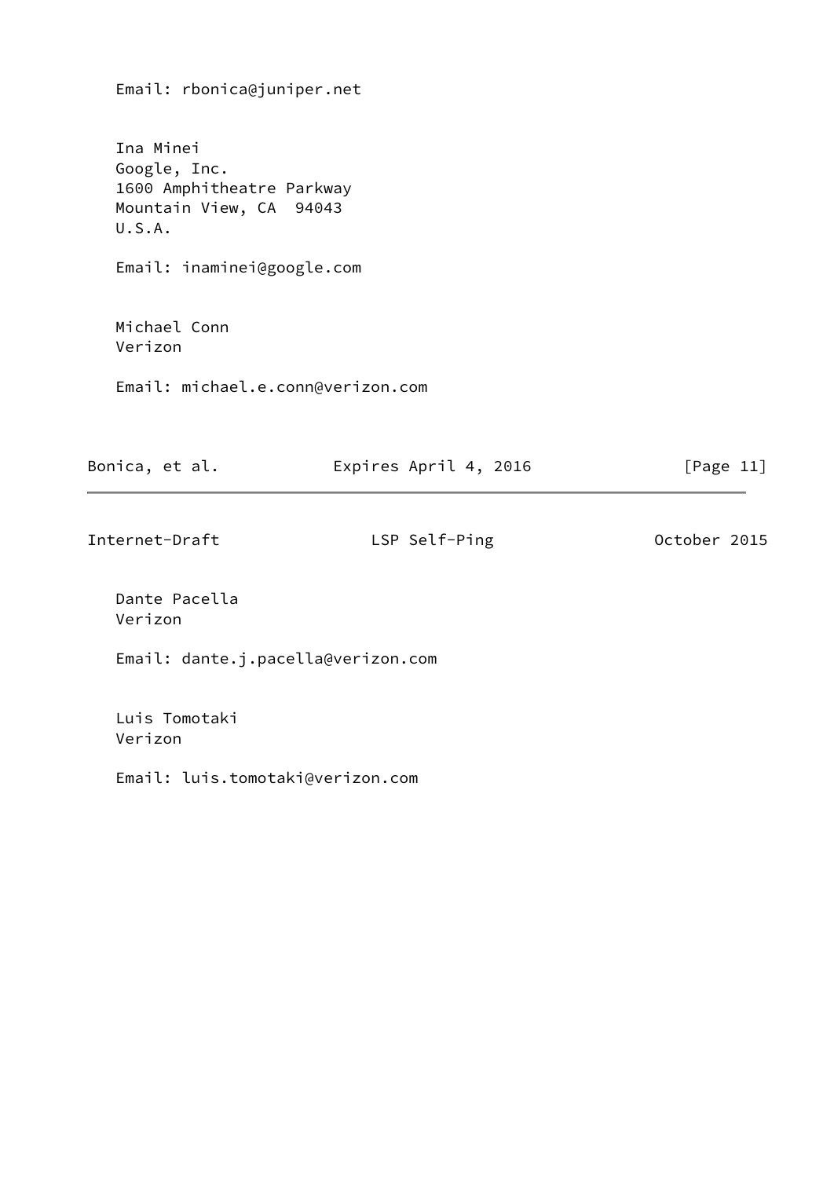Email: rbonica@juniper.net

Ina Minei
Google, Inc.
1600 Amphitheatre Parkway
Mountain View, CA  94043
U.S.A.

Email: inaminei@google.com

Michael Conn
Verizon

Email: michael.e.conn@verizon.com

Dante Pacella
Verizon

Email: dante.j.pacella@verizon.com

Luis Tomotaki
Verizon

Email: luis.tomotaki@verizon.com